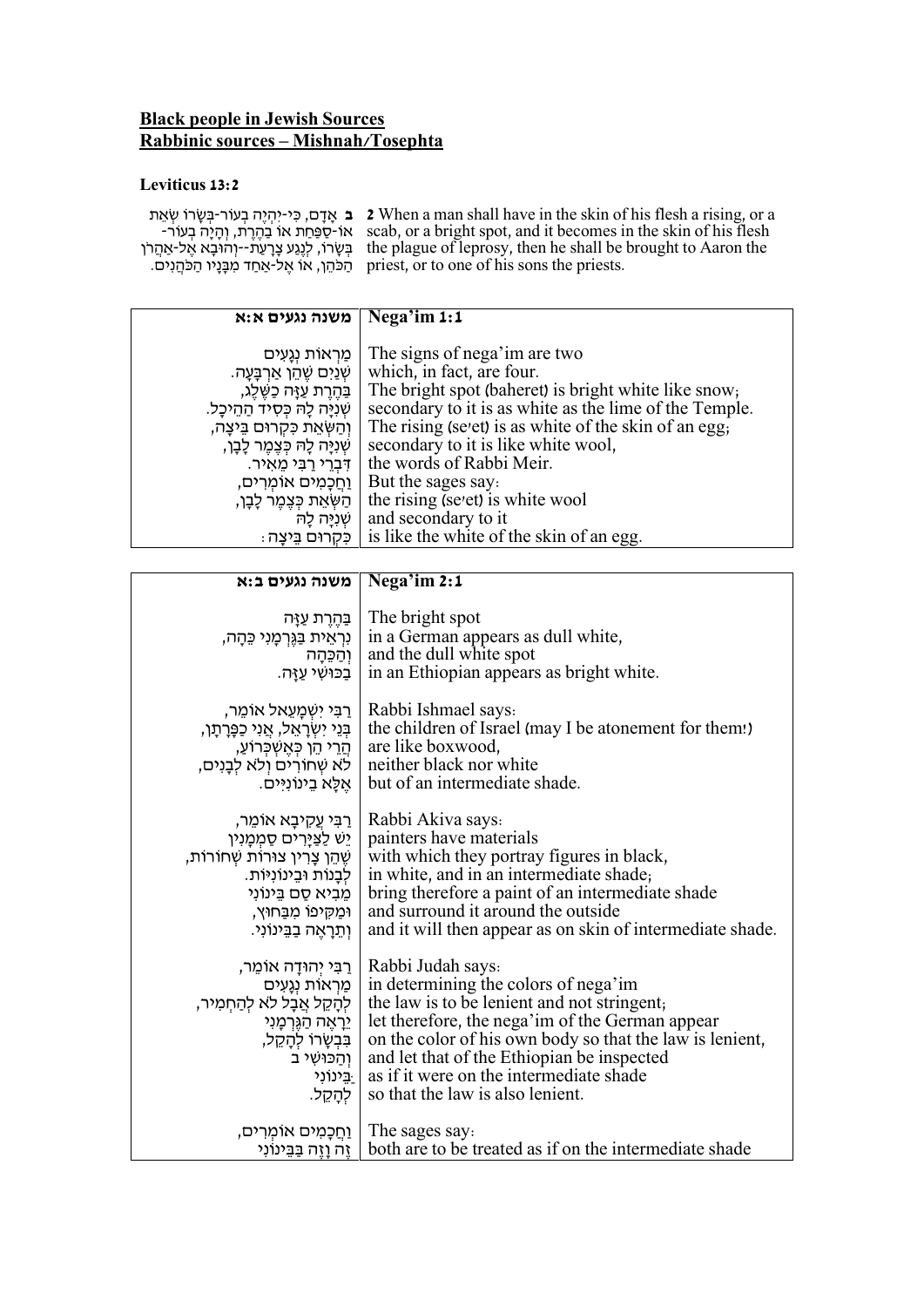**Black people in Jewish Sources**
**Rabbinic sources – Mishnah/Tosephta**

**Leviticus 13:2**

| | |
|---|---|
| **ב** אָדָם, כִּי-יִהְיֶה בְעוֹר-בְּשָׂרוֹ שְׂאֵת אוֹ-סַפַּחַת אוֹ בַהֶרֶת, וְהָיָה בְעוֹר-בְּשָׂרוֹ, לְנֶגַע צָרָעַת--וְהוּבָא אֶל-אַהֲרֹן הַכֹּהֵן, אוֹ אֶל-אַחַד מִבָּנָיו הַכֹּהֲנִים. | **2** When a man shall have in the skin of his flesh a rising, or a scab, or a bright spot, and it becomes in the skin of his flesh the plague of leprosy, then he shall be brought to Aaron the priest, or to one of his sons the priests. |

| משנה נגעים א:א | Nega'im 1:1 |
|---|---|
| מַרְאוֹת נְגָעִים<br>שְׁנַיִם שֶׁהֵן אַרְבָּעָה.<br>בַּהֶרֶת עַזָּה כַשֶּׁלֶג,<br>שְׁנִיָּה לָהּ כְּסִיד הַהֵיכָל.<br>וְהַשְׂאֵת כִּקְרוּם בֵּיצָה,<br>שְׁנִיָּה לָהּ כְּצֶמֶר לָבָן,<br>דִּבְרֵי רַבִּי מֵאִיר.<br>וַחֲכָמִים אוֹמְרִים,<br>הַשְׂאֵת כְּצֶמֶר לָבָן,<br>שְׁנִיָּה לָהּ<br>כִּקְרוּם בֵּיצָה: | The signs of nega'im are two<br>which, in fact, are four.<br>The bright spot (baheret) is bright white like snow;<br>secondary to it is as white as the lime of the Temple.<br>The rising (se'et) is as white of the skin of an egg;<br>secondary to it is like white wool,<br>the words of Rabbi Meir.<br>But the sages say:<br>the rising (se'et) is white wool<br>and secondary to it<br>is like the white of the skin of an egg. |

| משנה נגעים ב:א | Nega'im 2:1 |
|---|---|
| בַּהֶרֶת עַזָּה<br>נִרְאֵית בַּגֶּרְמָנִי כֵּהָה,<br>וְהַכֵּהָה<br>בַכּוּשִׁי עַזָּה. | The bright spot<br>in a German appears as dull white,<br>and the dull white spot<br>in an Ethiopian appears as bright white. |
| רַבִּי יִשְׁמָעֵאל אוֹמֵר,<br>בְּנֵי יִשְׂרָאֵל, אֲנִי כַפָּרָתָן,<br>הֲרֵי הֵן כְּאֶשְׁכְּרוֹעַ,<br>לֹא שְׁחוֹרִים וְלֹא לְבָנִים,<br>אֶלָּא בֵינוֹנִיִּים. | Rabbi Ishmael says:<br>the children of Israel (may I be atonement for them!)<br>are like boxwood,<br>neither black nor white<br>but of an intermediate shade. |
| רַבִּי עֲקִיבָא אוֹמֵר,<br>יֵשׁ לַצַּיָּרִים סַמְמָנִין<br>שֶׁהֵן צָרִין צוּרוֹת שְׁחוֹרוֹת,<br>לְבָנוֹת וּבֵינוֹנִיּוֹת.<br>מֵבִיא סַם בֵּינוֹנִי<br>וּמַקִּיפוֹ מִבַּחוּץ,<br>וְתֵרָאֶה בַבֵּינוֹנִי. | Rabbi Akiva says:<br>painters have materials<br>with which they portray figures in black,<br>in white, and in an intermediate shade;<br>bring therefore a paint of an intermediate shade<br>and surround it around the outside<br>and it will then appear as on skin of intermediate shade. |
| רַבִּי יְהוּדָה אוֹמֵר,<br>מַרְאוֹת נְגָעִים<br>לְהָקֵל אֲבָל לֹא לְהַחְמִיר,<br>יֵרָאֶה הַגֶּרְמָנִי<br>בִּבְשָׂרוֹ לְהָקֵל,<br>וְהַכּוּשִׁי ב<br>ַּבֵּינוֹנִי<br>לְהָקֵל. | Rabbi Judah says:<br>in determining the colors of nega'im<br>the law is to be lenient and not stringent;<br>let therefore, the nega'im of the German appear<br>on the color of his own body so that the law is lenient,<br>and let that of the Ethiopian be inspected<br>as if it were on the intermediate shade<br>so that the law is also lenient. |
| וַחֲכָמִים אוֹמְרִים,<br>זֶה וָזֶה בַּבֵּינוֹנִי | The sages say:<br>both are to be treated as if on the intermediate shade |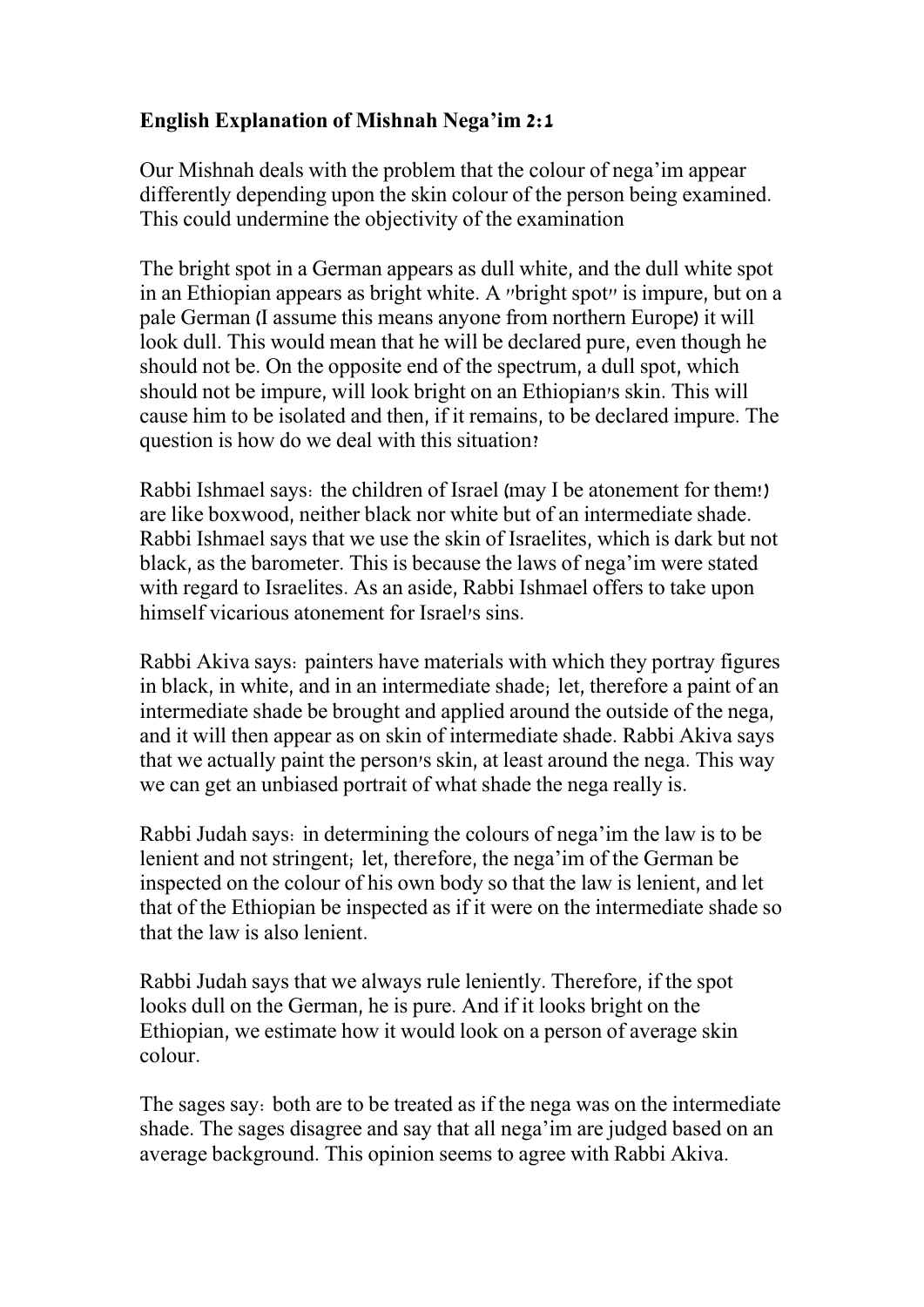**English Explanation of Mishnah Nega'im 2:1**

Our Mishnah deals with the problem that the colour of nega'im appear differently depending upon the skin colour of the person being examined. This could undermine the objectivity of the examination

The bright spot in a German appears as dull white, and the dull white spot in an Ethiopian appears as bright white. A "bright spot" is impure, but on a pale German (I assume this means anyone from northern Europe) it will look dull. This would mean that he will be declared pure, even though he should not be. On the opposite end of the spectrum, a dull spot, which should not be impure, will look bright on an Ethiopian's skin. This will cause him to be isolated and then, if it remains, to be declared impure. The question is how do we deal with this situation?

Rabbi Ishmael says: the children of Israel (may I be atonement for them!) are like boxwood, neither black nor white but of an intermediate shade. Rabbi Ishmael says that we use the skin of Israelites, which is dark but not black, as the barometer. This is because the laws of nega'im were stated with regard to Israelites. As an aside, Rabbi Ishmael offers to take upon himself vicarious atonement for Israel's sins.

Rabbi Akiva says: painters have materials with which they portray figures in black, in white, and in an intermediate shade; let, therefore a paint of an intermediate shade be brought and applied around the outside of the nega, and it will then appear as on skin of intermediate shade. Rabbi Akiva says that we actually paint the person's skin, at least around the nega. This way we can get an unbiased portrait of what shade the nega really is.

Rabbi Judah says: in determining the colours of nega'im the law is to be lenient and not stringent; let, therefore, the nega'im of the German be inspected on the colour of his own body so that the law is lenient, and let that of the Ethiopian be inspected as if it were on the intermediate shade so that the law is also lenient.

Rabbi Judah says that we always rule leniently. Therefore, if the spot looks dull on the German, he is pure. And if it looks bright on the Ethiopian, we estimate how it would look on a person of average skin colour.

The sages say: both are to be treated as if the nega was on the intermediate shade. The sages disagree and say that all nega'im are judged based on an average background. This opinion seems to agree with Rabbi Akiva.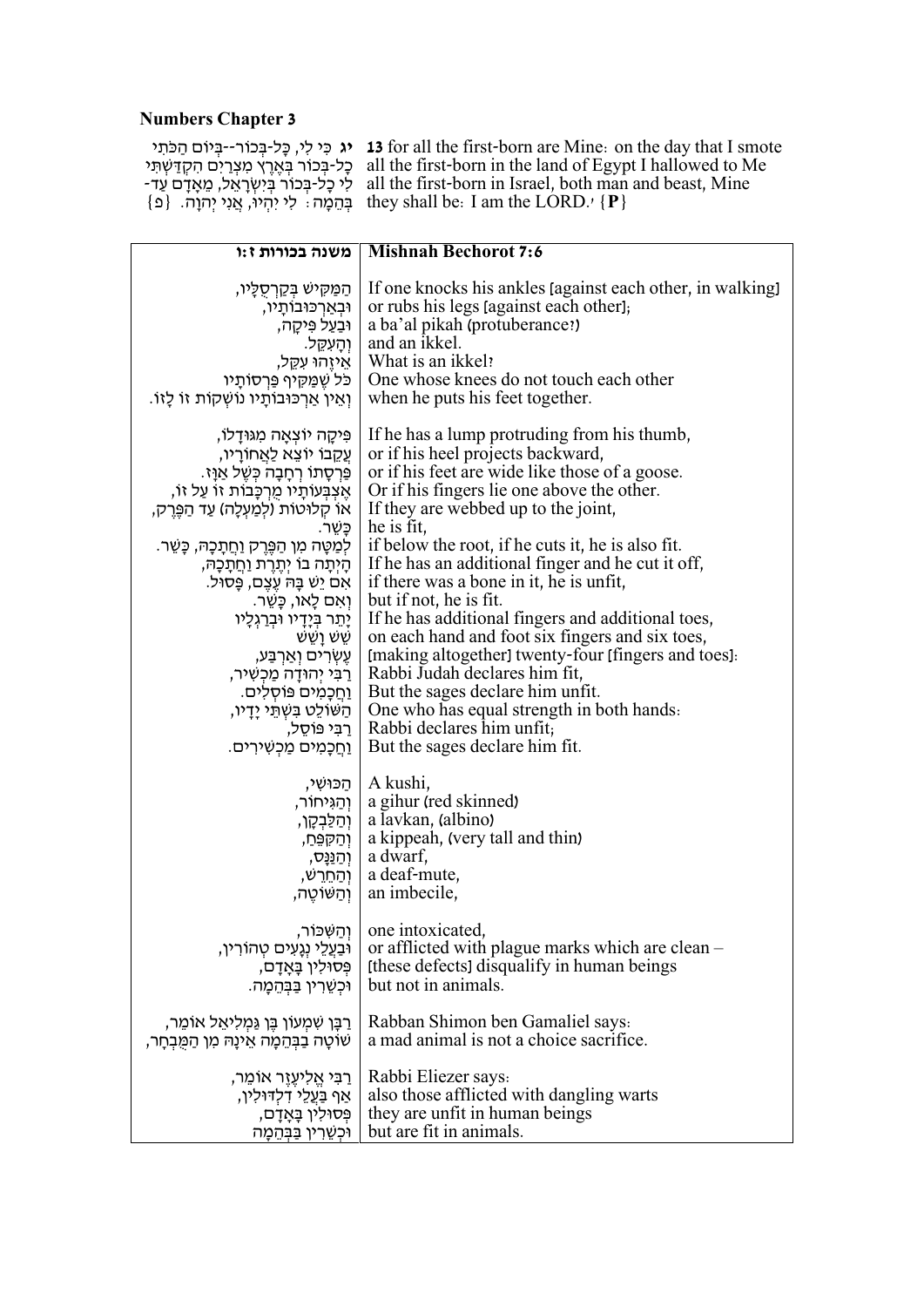**Numbers Chapter 3**

| | |
|---|---|
| **יג** כִּי לִי, כָּל-בְּכוֹר--בְּיוֹם הַכֹּתִי כָל-בְּכוֹר בְּאֶרֶץ מִצְרַיִם הִקְדַּשְׁתִּי לִי כָל-בְּכוֹר בְּיִשְׂרָאֵל, מֵאָדָם עַד-בְּהֵמָה: לִי יִהְיוּ, אֲנִי יְהוָה. {פ} | **13** for all the first-born are Mine: on the day that I smote all the first-born in the land of Egypt I hallowed to Me all the first-born in Israel, both man and beast, Mine they shall be: I am the LORD.' {**P**} |

| משנה בכורות ז:ו | **Mishnah Bechorot 7:6** |
|---|---|
| הַמַּקִּישׁ בְּקַרְסֻלָּיו, | If one knocks his ankles [against each other, in walking] |
| וּבְאַרְכּוּבוֹתָיו, | or rubs his legs [against each other]; |
| וּבַעַל פִּיקָה, | a ba'al pikah (protuberance?) |
| וְהָעִקֵּל. | and an ikkel. |
| אֵיזֶהוּ עִקֵּל, | What is an ikkel? |
| כֹּל שֶׁמַּקִּיף פַּרְסוֹתָיו | One whose knees do not touch each other |
| וְאֵין אַרְכּוּבוֹתָיו נוֹשְׁקוֹת זוֹ לָזוֹ. | when he puts his feet together. |
| פִּיקָה יוֹצְאָה מִגּוּדָלוֹ, | If he has a lump protruding from his thumb, |
| עֲקֵבוֹ יוֹצֵא לַאֲחוֹרָיו, | or if his heel projects backward, |
| פַּרְסָתוֹ רְחָבָה כְּשֶׁל אַוָּז. | or if his feet are wide like those of a goose. |
| אֶצְבְּעוֹתָיו מֻרְכָּבוֹת זוֹ עַל זוֹ, | Or if his fingers lie one above the other. |
| אוֹ קְלוּטוֹת (לְמַעְלָה) עַד הַפֶּרֶק, | If they are webbed up to the joint, |
| כָּשֵׁר. | he is fit, |
| לְמַטָּה מִן הַפֶּרֶק וַחֲתָכָהּ, כָּשֵׁר. | if below the root, if he cuts it, he is also fit. |
| הָיְתָה בוֹ יְתֶרֶת וַחֲתָכָהּ, | If he has an additional finger and he cut it off, |
| אִם יֵשׁ בָּהּ עֶצֶם, פָּסוּל. | if there was a bone in it, he is unfit, |
| וְאִם לָאו, כָּשֵׁר. | but if not, he is fit. |
| יָתֵר בְּיָדָיו וּבְרַגְלָיו | If he has additional fingers and additional toes, |
| שֵׁשׁ וָשֵׁשׁ | on each hand and foot six fingers and six toes, |
| עֶשְׂרִים וְאַרְבַּע, | [making altogether] twenty-four [fingers and toes]: |
| רַבִּי יְהוּדָה מַכְשִׁיר, | Rabbi Judah declares him fit, |
| וַחֲכָמִים פּוֹסְלִים. | But the sages declare him unfit. |
| הַשּׁוֹלֵט בִּשְׁתֵּי יָדָיו, | One who has equal strength in both hands: |
| רַבִּי פּוֹסֵל, | Rabbi declares him unfit; |
| וַחֲכָמִים מַכְשִׁירִים. | But the sages declare him fit. |
| הַכּוּשִׁי, | A kushi, |
| וְהַגִּיחוֹר, | a gihur (red skinned) |
| וְהַלַּבְקָן, | a lavkan, (albino) |
| וְהַקִּפֵּחַ, | a kippeah, (very tall and thin) |
| וְהַנַּנָּס, | a dwarf, |
| וְהַחֵרֵשׁ, | a deaf-mute, |
| וְהַשּׁוֹטֶה, | an imbecile, |
| וְהַשִּׁכּוֹר, | one intoxicated, |
| וּבַעֲלֵי נְגָעִים טְהוֹרִין, | or afflicted with plague marks which are clean – |
| פְּסוּלִין בָּאָדָם, | [these defects] disqualify in human beings |
| וּכְשֵׁרִין בַּבְּהֵמָה. | but not in animals. |
| רַבָּן שִׁמְעוֹן בֶּן גַּמְלִיאֵל אוֹמֵר, | Rabban Shimon ben Gamaliel says: |
| שׁוֹטָה בַּבְּהֵמָה אֵינָהּ מִן הַמֻּבְחָר, | a mad animal is not a choice sacrifice. |
| רַבִּי אֱלִיעֶזֶר אוֹמֵר, | Rabbi Eliezer says: |
| אַף בַּעֲלֵי דִלְדּוּלִין, | also those afflicted with dangling warts |
| פְּסוּלִין בָּאָדָם, | they are unfit in human beings |
| וּכְשֵׁרִין בַּבְּהֵמָה | but are fit in animals. |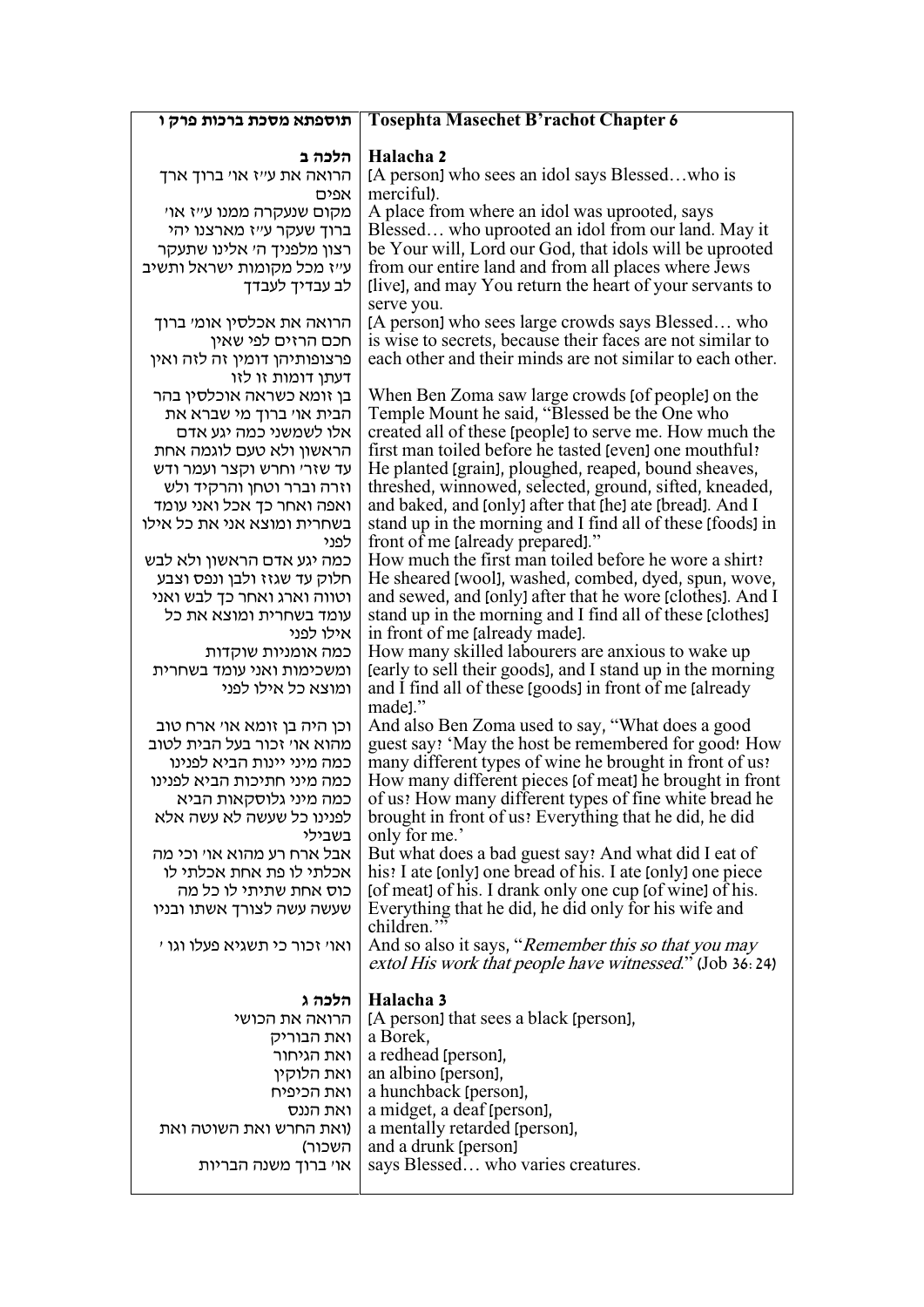| תוספתא מסכת ברכות פרק ו | Tosephta Masechet B'rachot Chapter 6 |
|---|---|
| **הלכה ב** | **Halacha 2** |
| הרואה את ע"ז או' ברוך ארך אפים | [A person] who sees an idol says Blessed…who is merciful). |
| מקום שנעקרה ממנו ע"ז או' ברוך שעקר ע"ז מארצנו יהי רצון מלפניך ה' אלינו שתעקר ע"ז מכל מקומות ישראל ותשיב לב עבדיך לעבדך | A place from where an idol was uprooted, says Blessed… who uprooted an idol from our land. May it be Your will, Lord our God, that idols will be uprooted from our entire land and from all places where Jews [live], and may You return the heart of your servants to serve you. |
| הרואה את אכלסין אומ' ברוך חכם הרזים לפי שאין פרצופותיהן דומין זה לזה ואין דעתן דומות זו לזו | [A person] who sees large crowds says Blessed… who is wise to secrets, because their faces are not similar to each other and their minds are not similar to each other. |
| בן זומא כשראה אוכלסין בהר הבית או' ברוך מי שברא את אלו לשמשני כמה יגע אדם הראשון ולא טעם לוגמה אחת עד שזר' וחרש וקצר ועמר ודש וזרה וברר וטחן והרקיד ולש ואפה ואחר כך אכל ואני עומד בשחרית ומוצא אני את כל אילו לפני | When Ben Zoma saw large crowds [of people] on the Temple Mount he said, "Blessed be the One who created all of these [people] to serve me. How much the first man toiled before he tasted [even] one mouthful? He planted [grain], ploughed, reaped, bound sheaves, threshed, winnowed, selected, ground, sifted, kneaded, and baked, and [only] after that [he] ate [bread]. And I stand up in the morning and I find all of these [foods] in front of me [already prepared]." |
| כמה יגע אדם הראשון ולא לבש חלוק עד שגזז ולבן ונפס וצבע וטווה וארג ואחר כך לבש ואני עומד בשחרית ומוצא את כל אילו לפני | How much the first man toiled before he wore a shirt? He sheared [wool], washed, combed, dyed, spun, wove, and sewed, and [only] after that he wore [clothes]. And I stand up in the morning and I find all of these [clothes] in front of me [already made]. |
| כמה אומניות שוקדות ומשכימות ואני עומד בשחרית ומוצא כל אילו לפני | How many skilled labourers are anxious to wake up [early to sell their goods], and I stand up in the morning and I find all of these [goods] in front of me [already made]." |
| וכן היה בן זומא או' ארח טוב מהוא או' זכור בעל הבית לטוב כמה מיני יינות הביא לפנינו כמה מיני חתיכות הביא לפנינו כמה מיני גלוסקאות הביא לפנינו כל שעשה לא עשה אלא בשבילי | And also Ben Zoma used to say, "What does a good guest say? 'May the host be remembered for good! How many different types of wine he brought in front of us? How many different pieces [of meat] he brought in front of us? How many different types of fine white bread he brought in front of us? Everything that he did, he did only for me.' |
| אבל ארח רע מהוא או' וכי מה אכלתי לו פת אחת אכלתי לו כוס אחת שתיתי לו כל מה שעשה עשה לצורך אשתו ובניו | But what does a bad guest say? And what did I eat of his? I ate [only] one bread of his. I ate [only] one piece [of meat] of his. I drank only one cup [of wine] of his. Everything that he did, he did only for his wife and children.'" |
| ואו' זכור כי תשגיא פעלו וגו ' | And so also it says, "*Remember this so that you may extol His work that people have witnessed.*" (Job 36:24) |
| **הלכה ג** | **Halacha 3** |
| הרואה את הכושי | [A person] that sees a black [person], |
| ואת הבוריק | a Borek, |
| ואת הגיחור | a redhead [person], |
| ואת הלוקין | an albino [person], |
| ואת הכיפיח | a hunchback [person], |
| ואת הננס | a midget, a deaf [person], |
| (ואת החרש ואת השוטה ואת השכור) | a mentally retarded [person], and a drunk [person] |
| או' ברוך משנה הבריות | says Blessed… who varies creatures. |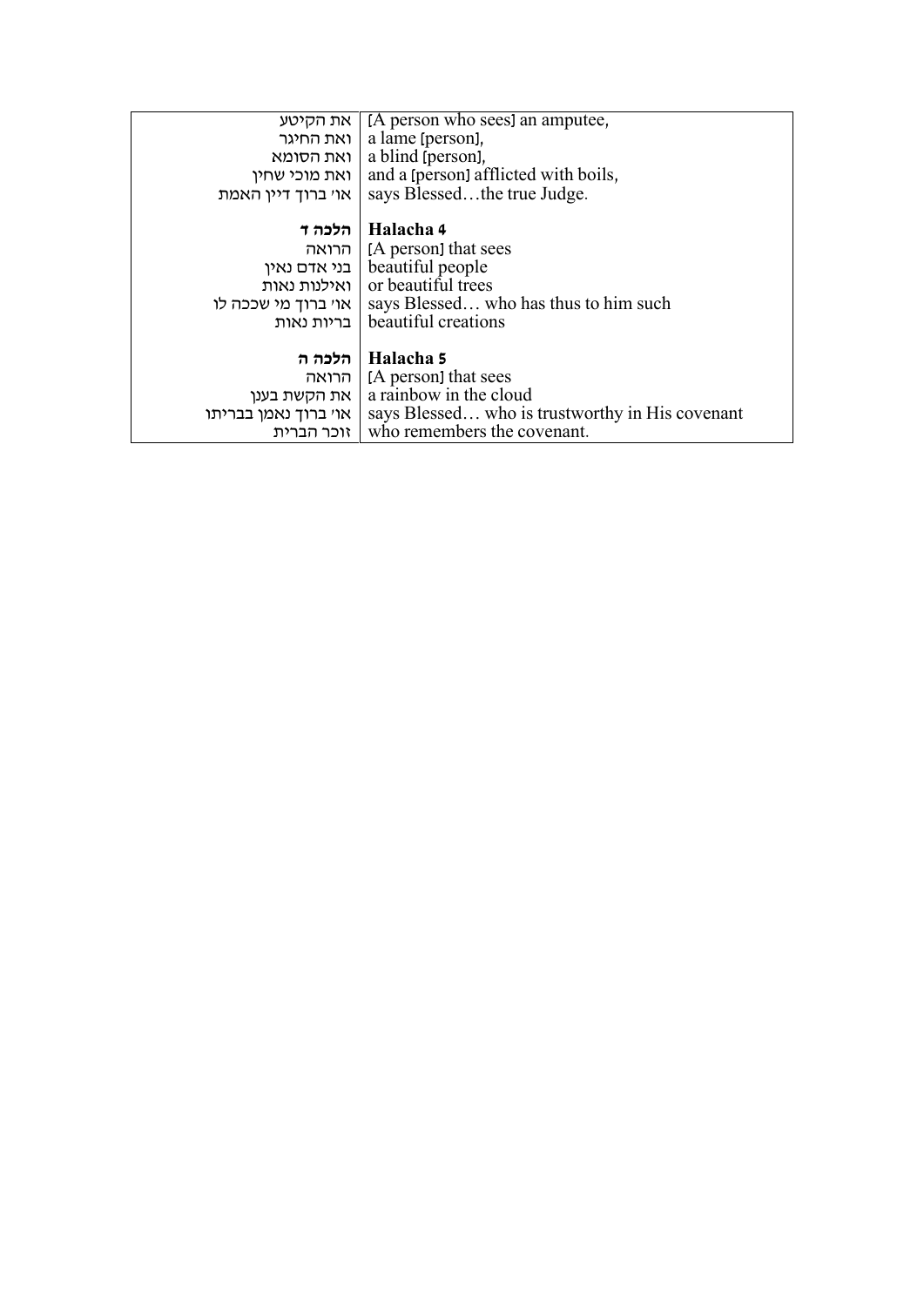| | |
|---|---|
| את הקיטע | [A person who sees] an amputee, |
| ואת החיגר | a lame [person], |
| ואת הסומא | a blind [person], |
| ואת מוכי שחין | and a [person] afflicted with boils, |
| או' ברוך דיין האמת | says Blessed…the true Judge. |
| | |
| **הלכה ד** | **Halacha 4** |
| הרואה | [A person] that sees |
| בני אדם נאין | beautiful people |
| ואילנות נאות | or beautiful trees |
| או' ברוך מי שככה לו | says Blessed… who has thus to him such |
| בריות נאות | beautiful creations |
| | |
| **הלכה ה** | **Halacha 5** |
| הרואה | [A person] that sees |
| את הקשת בענן | a rainbow in the cloud |
| או' ברוך נאמן בבריתו | says Blessed… who is trustworthy in His covenant |
| זוכר הברית | who remembers the covenant. |